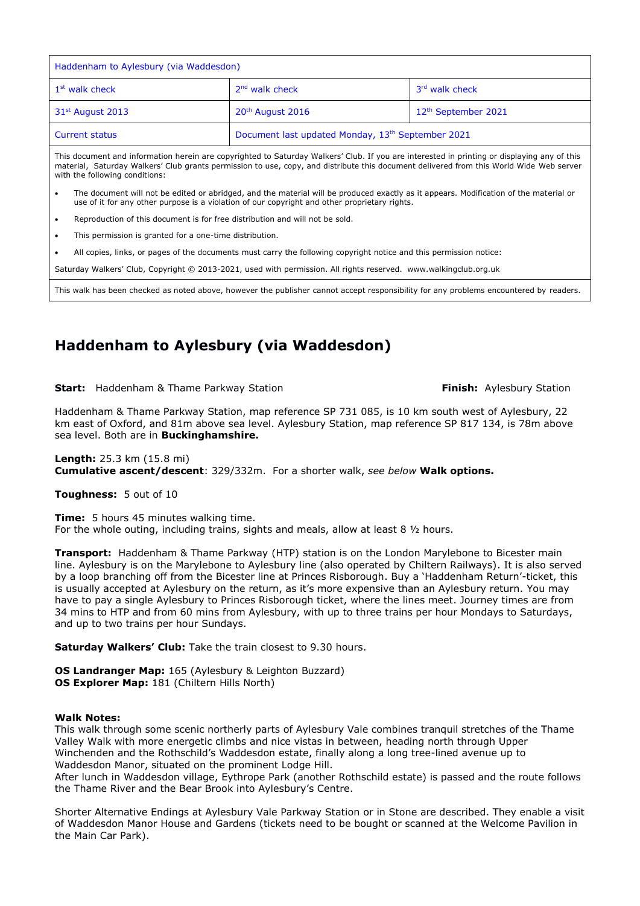| Haddenham to Aylesbury (via Waddesdon) | | |
|---|---|---|
| 1st walk check | 2nd walk check | 3rd walk check |
| 31st August 2013 | 20th August 2016 | 12th September 2021 |
| Current status | Document last updated Monday, 13th September 2021 | |

This document and information herein are copyrighted to Saturday Walkers' Club. If you are interested in printing or displaying any of this material, Saturday Walkers' Club grants permission to use, copy, and distribute this document delivered from this World Wide Web server with the following conditions:

- The document will not be edited or abridged, and the material will be produced exactly as it appears. Modification of the material or use of it for any other purpose is a violation of our copyright and other proprietary rights.
- Reproduction of this document is for free distribution and will not be sold.
- This permission is granted for a one-time distribution.
- All copies, links, or pages of the documents must carry the following copyright notice and this permission notice:

Saturday Walkers' Club, Copyright © 2013-2021, used with permission. All rights reserved. www.walkingclub.org.uk

This walk has been checked as noted above, however the publisher cannot accept responsibility for any problems encountered by readers.

# Haddenham to Aylesbury (via Waddesdon)

**Start:** Haddenham & Thame Parkway Station **Finish:** Aylesbury Station

Haddenham & Thame Parkway Station, map reference SP 731 085, is 10 km south west of Aylesbury, 22 km east of Oxford, and 81m above sea level. Aylesbury Station, map reference SP 817 134, is 78m above sea level. Both are in **Buckinghamshire.**

**Length:** 25.3 km (15.8 mi)
**Cumulative ascent/descent**: 329/332m. For a shorter walk, *see below* **Walk options.**

**Toughness:** 5 out of 10

**Time:** 5 hours 45 minutes walking time.
For the whole outing, including trains, sights and meals, allow at least 8 ½ hours.

**Transport:** Haddenham & Thame Parkway (HTP) station is on the London Marylebone to Bicester main line. Aylesbury is on the Marylebone to Aylesbury line (also operated by Chiltern Railways). It is also served by a loop branching off from the Bicester line at Princes Risborough. Buy a 'Haddenham Return'-ticket, this is usually accepted at Aylesbury on the return, as it's more expensive than an Aylesbury return. You may have to pay a single Aylesbury to Princes Risborough ticket, where the lines meet. Journey times are from 34 mins to HTP and from 60 mins from Aylesbury, with up to three trains per hour Mondays to Saturdays, and up to two trains per hour Sundays.

**Saturday Walkers' Club:** Take the train closest to 9.30 hours.

**OS Landranger Map:** 165 (Aylesbury & Leighton Buzzard)
**OS Explorer Map:** 181 (Chiltern Hills North)

**Walk Notes:**
This walk through some scenic northerly parts of Aylesbury Vale combines tranquil stretches of the Thame Valley Walk with more energetic climbs and nice vistas in between, heading north through Upper Winchenden and the Rothschild's Waddesdon estate, finally along a long tree-lined avenue up to Waddesdon Manor, situated on the prominent Lodge Hill.
After lunch in Waddesdon village, Eythrope Park (another Rothschild estate) is passed and the route follows the Thame River and the Bear Brook into Aylesbury's Centre.

Shorter Alternative Endings at Aylesbury Vale Parkway Station or in Stone are described. They enable a visit of Waddesdon Manor House and Gardens (tickets need to be bought or scanned at the Welcome Pavilion in the Main Car Park).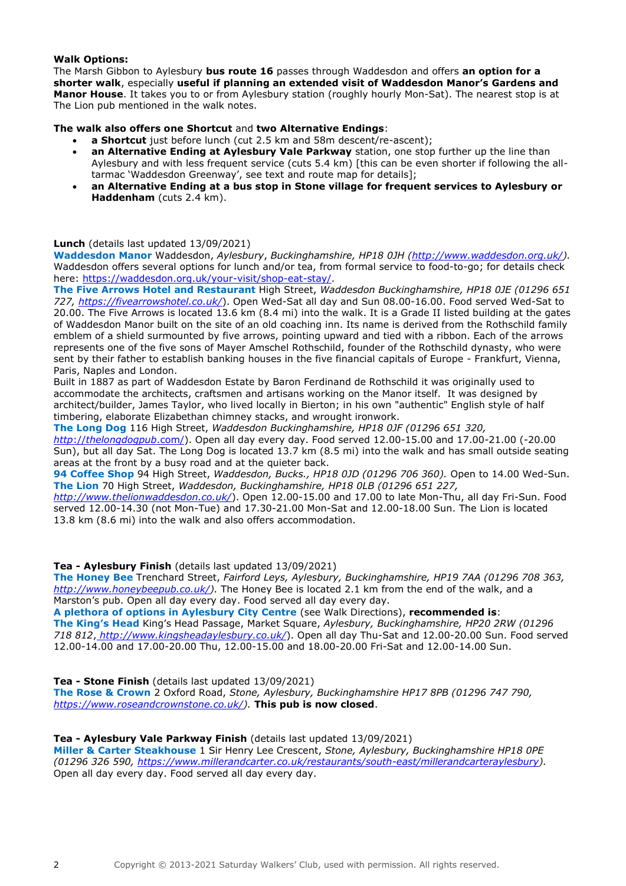**Walk Options:**

The Marsh Gibbon to Aylesbury **bus route 16** passes through Waddesdon and offers **an option for a shorter walk**, especially **useful if planning an extended visit of Waddesdon Manor's Gardens and Manor House**. It takes you to or from Aylesbury station (roughly hourly Mon-Sat). The nearest stop is at The Lion pub mentioned in the walk notes.

**The walk also offers one Shortcut** and **two Alternative Endings**:

- **a Shortcut** just before lunch (cut 2.5 km and 58m descent/re-ascent);
- **an Alternative Ending at Aylesbury Vale Parkway** station, one stop further up the line than Aylesbury and with less frequent service (cuts 5.4 km) [this can be even shorter if following the all-tarmac 'Waddesdon Greenway', see text and route map for details];
- **an Alternative Ending at a bus stop in Stone village for frequent services to Aylesbury or Haddenham** (cuts 2.4 km).

**Lunch** (details last updated 13/09/2021)

**Waddesdon Manor** Waddesdon, *Aylesbury*, *Buckinghamshire, HP18 0JH (http://www.waddesdon.org.uk/).* Waddesdon offers several options for lunch and/or tea, from formal service to food-to-go; for details check here: https://waddesdon.org.uk/your-visit/shop-eat-stay/.

**The Five Arrows Hotel and Restaurant** High Street, *Waddesdon Buckinghamshire, HP18 0JE (01296 651 727, https://fivearrowshotel.co.uk/*). Open Wed-Sat all day and Sun 08.00-16.00. Food served Wed-Sat to 20.00. The Five Arrows is located 13.6 km (8.4 mi) into the walk. It is a Grade II listed building at the gates of Waddesdon Manor built on the site of an old coaching inn. Its name is derived from the Rothschild family emblem of a shield surmounted by five arrows, pointing upward and tied with a ribbon. Each of the arrows represents one of the five sons of Mayer Amschel Rothschild, founder of the Rothschild dynasty, who were sent by their father to establish banking houses in the five financial capitals of Europe - Frankfurt, Vienna, Paris, Naples and London.

Built in 1887 as part of Waddesdon Estate by Baron Ferdinand de Rothschild it was originally used to accommodate the architects, craftsmen and artisans working on the Manor itself. It was designed by architect/builder, James Taylor, who lived locally in Bierton; in his own "authentic" English style of half timbering, elaborate Elizabethan chimney stacks, and wrought ironwork.

**The Long Dog** 116 High Street, *Waddesdon Buckinghamshire, HP18 0JF (01296 651 320, http://thelongdogpub.com/*). Open all day every day. Food served 12.00-15.00 and 17.00-21.00 (-20.00 Sun), but all day Sat. The Long Dog is located 13.7 km (8.5 mi) into the walk and has small outside seating areas at the front by a busy road and at the quieter back.

**94 Coffee Shop** 94 High Street, *Waddesdon, Bucks., HP18 0JD (01296 706 360).* Open to 14.00 Wed-Sun.

**The Lion** 70 High Street, *Waddesdon, Buckinghamshire, HP18 0LB (01296 651 227, http://www.thelionwaddesdon.co.uk/*). Open 12.00-15.00 and 17.00 to late Mon-Thu, all day Fri-Sun. Food served 12.00-14.30 (not Mon-Tue) and 17.30-21.00 Mon-Sat and 12.00-18.00 Sun. The Lion is located 13.8 km (8.6 mi) into the walk and also offers accommodation.

**Tea - Aylesbury Finish** (details last updated 13/09/2021)

**The Honey Bee** Trenchard Street, *Fairford Leys, Aylesbury, Buckinghamshire, HP19 7AA (01296 708 363, http://www.honeybeepub.co.uk/).* The Honey Bee is located 2.1 km from the end of the walk, and a Marston's pub. Open all day every day. Food served all day every day.

**A plethora of options in Aylesbury City Centre** (see Walk Directions), **recommended is**:

**The King's Head** King's Head Passage, Market Square, *Aylesbury, Buckinghamshire, HP20 2RW (01296 718 812, http://www.kingsheadaylesbury.co.uk/*). Open all day Thu-Sat and 12.00-20.00 Sun. Food served 12.00-14.00 and 17.00-20.00 Thu, 12.00-15.00 and 18.00-20.00 Fri-Sat and 12.00-14.00 Sun.

**Tea - Stone Finish** (details last updated 13/09/2021)

**The Rose & Crown** 2 Oxford Road, *Stone, Aylesbury, Buckinghamshire HP17 8PB (01296 747 790, https://www.roseandcrownstone.co.uk/).* **This pub is now closed**.

**Tea - Aylesbury Vale Parkway Finish** (details last updated 13/09/2021)

**Miller & Carter Steakhouse** 1 Sir Henry Lee Crescent, *Stone, Aylesbury, Buckinghamshire HP18 0PE (01296 326 590, https://www.millerandcarter.co.uk/restaurants/south-east/millerandcarteraylesbury).* Open all day every day. Food served all day every day.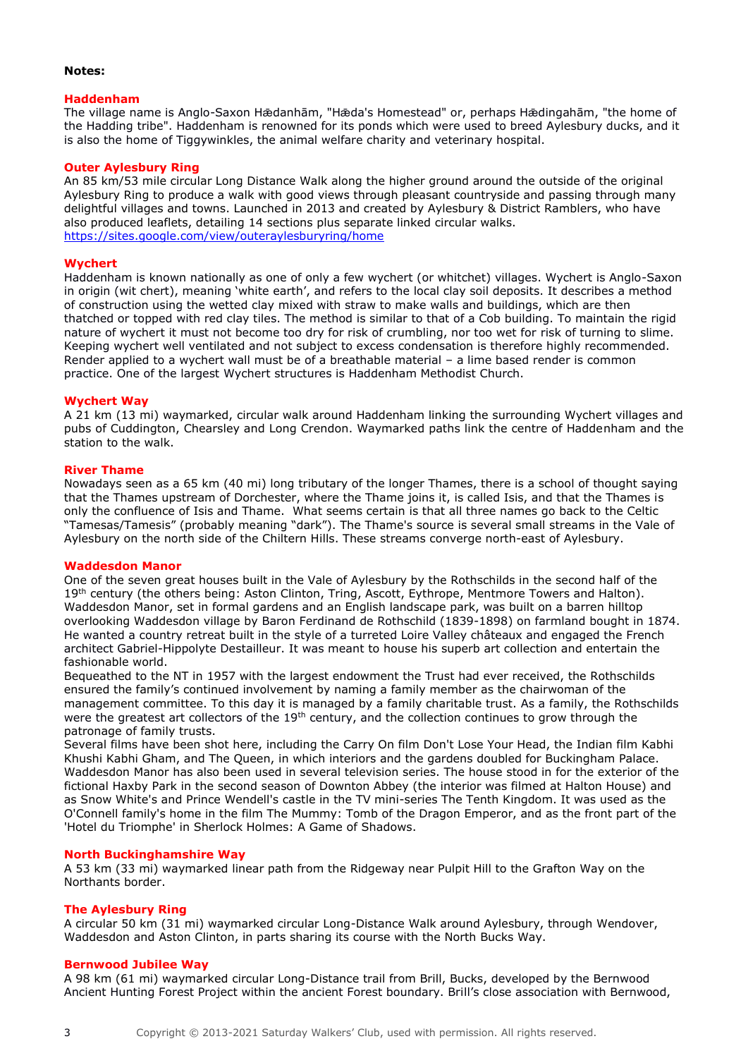**Notes:**

### Haddenham

The village name is Anglo-Saxon Hædanhām, "Hæda's Homestead" or, perhaps Hædingahām, "the home of the Hadding tribe". Haddenham is renowned for its ponds which were used to breed Aylesbury ducks, and it is also the home of Tiggywinkles, the animal welfare charity and veterinary hospital.

### Outer Aylesbury Ring

An 85 km/53 mile circular Long Distance Walk along the higher ground around the outside of the original Aylesbury Ring to produce a walk with good views through pleasant countryside and passing through many delightful villages and towns. Launched in 2013 and created by Aylesbury & District Ramblers, who have also produced leaflets, detailing 14 sections plus separate linked circular walks.
https://sites.google.com/view/outeraylesburyring/home

### Wychert

Haddenham is known nationally as one of only a few wychert (or whitchet) villages. Wychert is Anglo-Saxon in origin (wit chert), meaning 'white earth', and refers to the local clay soil deposits. It describes a method of construction using the wetted clay mixed with straw to make walls and buildings, which are then thatched or topped with red clay tiles. The method is similar to that of a Cob building. To maintain the rigid nature of wychert it must not become too dry for risk of crumbling, nor too wet for risk of turning to slime. Keeping wychert well ventilated and not subject to excess condensation is therefore highly recommended. Render applied to a wychert wall must be of a breathable material – a lime based render is common practice. One of the largest Wychert structures is Haddenham Methodist Church.

### Wychert Way

A 21 km (13 mi) waymarked, circular walk around Haddenham linking the surrounding Wychert villages and pubs of Cuddington, Chearsley and Long Crendon. Waymarked paths link the centre of Haddenham and the station to the walk.

### River Thame

Nowadays seen as a 65 km (40 mi) long tributary of the longer Thames, there is a school of thought saying that the Thames upstream of Dorchester, where the Thame joins it, is called Isis, and that the Thames is only the confluence of Isis and Thame. What seems certain is that all three names go back to the Celtic "Tamesas/Tamesis" (probably meaning "dark"). The Thame's source is several small streams in the Vale of Aylesbury on the north side of the Chiltern Hills. These streams converge north-east of Aylesbury.

### Waddesdon Manor

One of the seven great houses built in the Vale of Aylesbury by the Rothschilds in the second half of the 19th century (the others being: Aston Clinton, Tring, Ascott, Eythrope, Mentmore Towers and Halton). Waddesdon Manor, set in formal gardens and an English landscape park, was built on a barren hilltop overlooking Waddesdon village by Baron Ferdinand de Rothschild (1839-1898) on farmland bought in 1874. He wanted a country retreat built in the style of a turreted Loire Valley châteaux and engaged the French architect Gabriel-Hippolyte Destailleur. It was meant to house his superb art collection and entertain the fashionable world.

Bequeathed to the NT in 1957 with the largest endowment the Trust had ever received, the Rothschilds ensured the family's continued involvement by naming a family member as the chairwoman of the management committee. To this day it is managed by a family charitable trust. As a family, the Rothschilds were the greatest art collectors of the 19th century, and the collection continues to grow through the patronage of family trusts.

Several films have been shot here, including the Carry On film Don't Lose Your Head, the Indian film Kabhi Khushi Kabhi Gham, and The Queen, in which interiors and the gardens doubled for Buckingham Palace. Waddesdon Manor has also been used in several television series. The house stood in for the exterior of the fictional Haxby Park in the second season of Downton Abbey (the interior was filmed at Halton House) and as Snow White's and Prince Wendell's castle in the TV mini-series The Tenth Kingdom. It was used as the O'Connell family's home in the film The Mummy: Tomb of the Dragon Emperor, and as the front part of the 'Hotel du Triomphe' in Sherlock Holmes: A Game of Shadows.

### North Buckinghamshire Way

A 53 km (33 mi) waymarked linear path from the Ridgeway near Pulpit Hill to the Grafton Way on the Northants border.

### The Aylesbury Ring

A circular 50 km (31 mi) waymarked circular Long-Distance Walk around Aylesbury, through Wendover, Waddesdon and Aston Clinton, in parts sharing its course with the North Bucks Way.

### Bernwood Jubilee Way

A 98 km (61 mi) waymarked circular Long-Distance trail from Brill, Bucks, developed by the Bernwood Ancient Hunting Forest Project within the ancient Forest boundary. Brill's close association with Bernwood,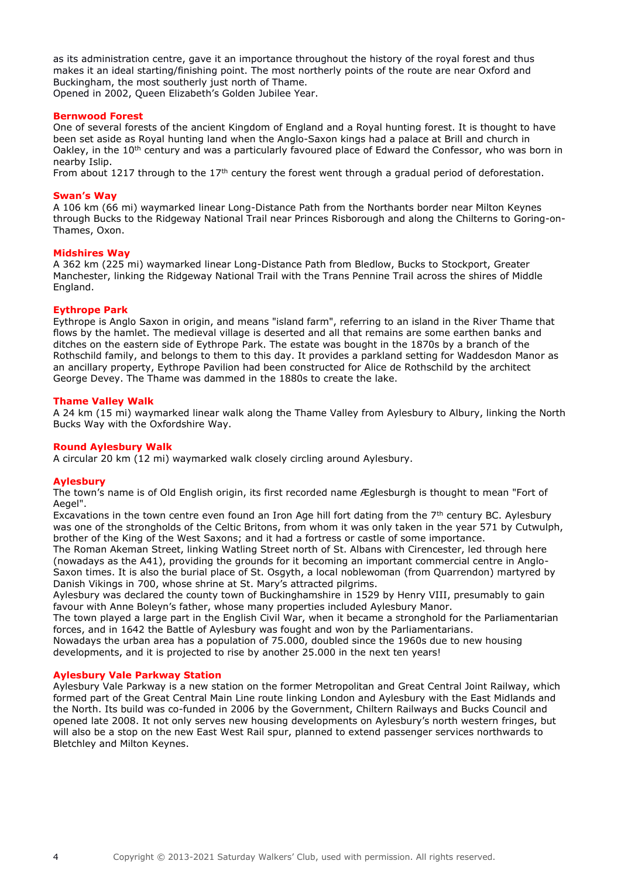as its administration centre, gave it an importance throughout the history of the royal forest and thus makes it an ideal starting/finishing point. The most northerly points of the route are near Oxford and Buckingham, the most southerly just north of Thame.
Opened in 2002, Queen Elizabeth's Golden Jubilee Year.

### Bernwood Forest

One of several forests of the ancient Kingdom of England and a Royal hunting forest. It is thought to have been set aside as Royal hunting land when the Anglo-Saxon kings had a palace at Brill and church in Oakley, in the 10th century and was a particularly favoured place of Edward the Confessor, who was born in nearby Islip.
From about 1217 through to the 17th century the forest went through a gradual period of deforestation.

### Swan's Way

A 106 km (66 mi) waymarked linear Long-Distance Path from the Northants border near Milton Keynes through Bucks to the Ridgeway National Trail near Princes Risborough and along the Chilterns to Goring-on-Thames, Oxon.

### Midshires Way

A 362 km (225 mi) waymarked linear Long-Distance Path from Bledlow, Bucks to Stockport, Greater Manchester, linking the Ridgeway National Trail with the Trans Pennine Trail across the shires of Middle England.

### Eythrope Park

Eythrope is Anglo Saxon in origin, and means "island farm", referring to an island in the River Thame that flows by the hamlet. The medieval village is deserted and all that remains are some earthen banks and ditches on the eastern side of Eythrope Park. The estate was bought in the 1870s by a branch of the Rothschild family, and belongs to them to this day. It provides a parkland setting for Waddesdon Manor as an ancillary property, Eythrope Pavilion had been constructed for Alice de Rothschild by the architect George Devey. The Thame was dammed in the 1880s to create the lake.

### Thame Valley Walk

A 24 km (15 mi) waymarked linear walk along the Thame Valley from Aylesbury to Albury, linking the North Bucks Way with the Oxfordshire Way.

### Round Aylesbury Walk

A circular 20 km (12 mi) waymarked walk closely circling around Aylesbury.

### Aylesbury

The town's name is of Old English origin, its first recorded name Æglesburgh is thought to mean "Fort of Aegel".
Excavations in the town centre even found an Iron Age hill fort dating from the 7th century BC. Aylesbury was one of the strongholds of the Celtic Britons, from whom it was only taken in the year 571 by Cutwulph, brother of the King of the West Saxons; and it had a fortress or castle of some importance.
The Roman Akeman Street, linking Watling Street north of St. Albans with Cirencester, led through here (nowadays as the A41), providing the grounds for it becoming an important commercial centre in Anglo-Saxon times. It is also the burial place of St. Osgyth, a local noblewoman (from Quarrendon) martyred by Danish Vikings in 700, whose shrine at St. Mary's attracted pilgrims.
Aylesbury was declared the county town of Buckinghamshire in 1529 by Henry VIII, presumably to gain favour with Anne Boleyn's father, whose many properties included Aylesbury Manor.
The town played a large part in the English Civil War, when it became a stronghold for the Parliamentarian forces, and in 1642 the Battle of Aylesbury was fought and won by the Parliamentarians.
Nowadays the urban area has a population of 75.000, doubled since the 1960s due to new housing developments, and it is projected to rise by another 25.000 in the next ten years!

### Aylesbury Vale Parkway Station

Aylesbury Vale Parkway is a new station on the former Metropolitan and Great Central Joint Railway, which formed part of the Great Central Main Line route linking London and Aylesbury with the East Midlands and the North. Its build was co-funded in 2006 by the Government, Chiltern Railways and Bucks Council and opened late 2008. It not only serves new housing developments on Aylesbury's north western fringes, but will also be a stop on the new East West Rail spur, planned to extend passenger services northwards to Bletchley and Milton Keynes.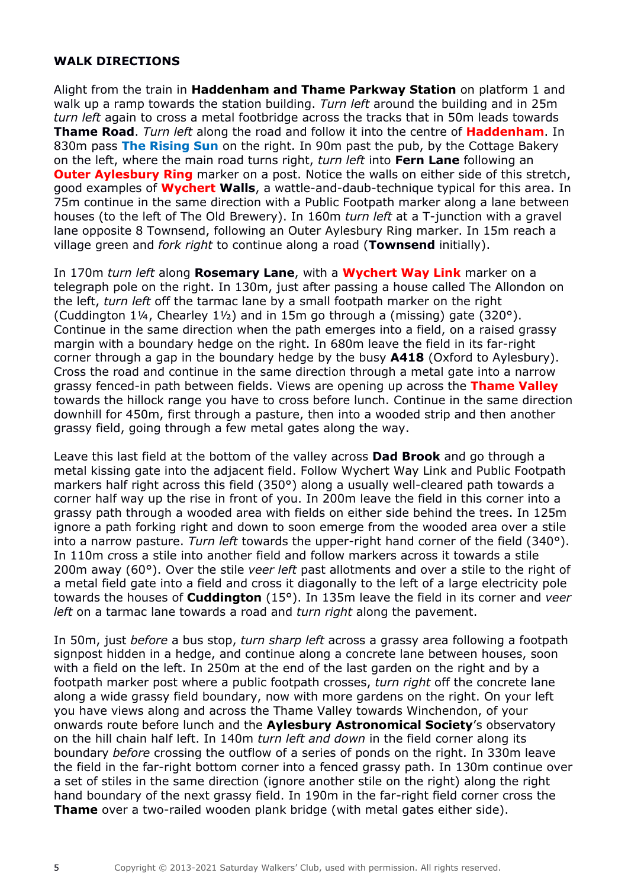**WALK DIRECTIONS**

Alight from the train in **Haddenham and Thame Parkway Station** on platform 1 and walk up a ramp towards the station building. *Turn left* around the building and in 25m *turn left* again to cross a metal footbridge across the tracks that in 50m leads towards **Thame Road**. *Turn left* along the road and follow it into the centre of **Haddenham**. In 830m pass **The Rising Sun** on the right. In 90m past the pub, by the Cottage Bakery on the left, where the main road turns right, *turn left* into **Fern Lane** following an **Outer Aylesbury Ring** marker on a post. Notice the walls on either side of this stretch, good examples of **Wychert Walls**, a wattle-and-daub-technique typical for this area. In 75m continue in the same direction with a Public Footpath marker along a lane between houses (to the left of The Old Brewery). In 160m *turn left* at a T-junction with a gravel lane opposite 8 Townsend, following an Outer Aylesbury Ring marker. In 15m reach a village green and *fork right* to continue along a road (**Townsend** initially).

In 170m *turn left* along **Rosemary Lane**, with a **Wychert Way Link** marker on a telegraph pole on the right. In 130m, just after passing a house called The Allondon on the left, *turn left* off the tarmac lane by a small footpath marker on the right (Cuddington 1¼, Chearley 1½) and in 15m go through a (missing) gate (320°). Continue in the same direction when the path emerges into a field, on a raised grassy margin with a boundary hedge on the right. In 680m leave the field in its far-right corner through a gap in the boundary hedge by the busy **A418** (Oxford to Aylesbury). Cross the road and continue in the same direction through a metal gate into a narrow grassy fenced-in path between fields. Views are opening up across the **Thame Valley** towards the hillock range you have to cross before lunch. Continue in the same direction downhill for 450m, first through a pasture, then into a wooded strip and then another grassy field, going through a few metal gates along the way.

Leave this last field at the bottom of the valley across **Dad Brook** and go through a metal kissing gate into the adjacent field. Follow Wychert Way Link and Public Footpath markers half right across this field (350°) along a usually well-cleared path towards a corner half way up the rise in front of you. In 200m leave the field in this corner into a grassy path through a wooded area with fields on either side behind the trees. In 125m ignore a path forking right and down to soon emerge from the wooded area over a stile into a narrow pasture. *Turn left* towards the upper-right hand corner of the field (340°). In 110m cross a stile into another field and follow markers across it towards a stile 200m away (60°). Over the stile *veer left* past allotments and over a stile to the right of a metal field gate into a field and cross it diagonally to the left of a large electricity pole towards the houses of **Cuddington** (15°). In 135m leave the field in its corner and *veer left* on a tarmac lane towards a road and *turn right* along the pavement.

In 50m, just *before* a bus stop, *turn sharp left* across a grassy area following a footpath signpost hidden in a hedge, and continue along a concrete lane between houses, soon with a field on the left. In 250m at the end of the last garden on the right and by a footpath marker post where a public footpath crosses, *turn right* off the concrete lane along a wide grassy field boundary, now with more gardens on the right. On your left you have views along and across the Thame Valley towards Winchendon, of your onwards route before lunch and the **Aylesbury Astronomical Society**'s observatory on the hill chain half left. In 140m *turn left and down* in the field corner along its boundary *before* crossing the outflow of a series of ponds on the right. In 330m leave the field in the far-right bottom corner into a fenced grassy path. In 130m continue over a set of stiles in the same direction (ignore another stile on the right) along the right hand boundary of the next grassy field. In 190m in the far-right field corner cross the **Thame** over a two-railed wooden plank bridge (with metal gates either side).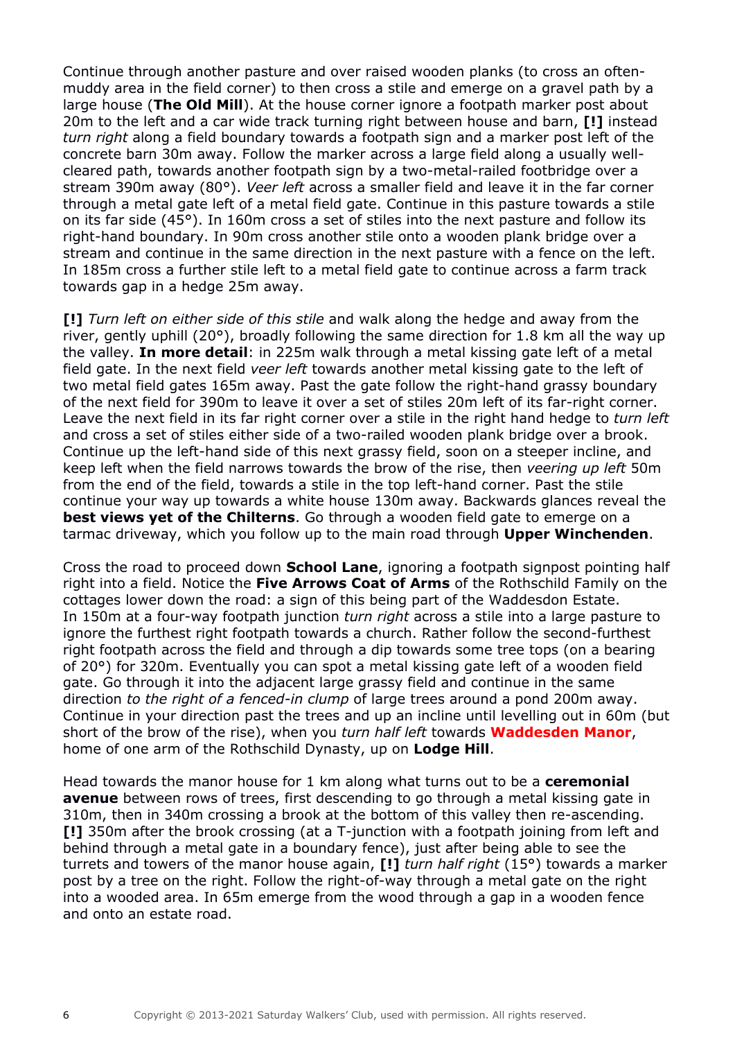Continue through another pasture and over raised wooden planks (to cross an often-muddy area in the field corner) to then cross a stile and emerge on a gravel path by a large house (**The Old Mill**). At the house corner ignore a footpath marker post about 20m to the left and a car wide track turning right between house and barn, **[!]** instead *turn right* along a field boundary towards a footpath sign and a marker post left of the concrete barn 30m away. Follow the marker across a large field along a usually well-cleared path, towards another footpath sign by a two-metal-railed footbridge over a stream 390m away (80°). *Veer left* across a smaller field and leave it in the far corner through a metal gate left of a metal field gate. Continue in this pasture towards a stile on its far side (45°). In 160m cross a set of stiles into the next pasture and follow its right-hand boundary. In 90m cross another stile onto a wooden plank bridge over a stream and continue in the same direction in the next pasture with a fence on the left. In 185m cross a further stile left to a metal field gate to continue across a farm track towards gap in a hedge 25m away.

**[!]** *Turn left on either side of this stile* and walk along the hedge and away from the river, gently uphill (20°), broadly following the same direction for 1.8 km all the way up the valley. **In more detail**: in 225m walk through a metal kissing gate left of a metal field gate. In the next field *veer left* towards another metal kissing gate to the left of two metal field gates 165m away. Past the gate follow the right-hand grassy boundary of the next field for 390m to leave it over a set of stiles 20m left of its far-right corner. Leave the next field in its far right corner over a stile in the right hand hedge to *turn left* and cross a set of stiles either side of a two-railed wooden plank bridge over a brook. Continue up the left-hand side of this next grassy field, soon on a steeper incline, and keep left when the field narrows towards the brow of the rise, then *veering up left* 50m from the end of the field, towards a stile in the top left-hand corner. Past the stile continue your way up towards a white house 130m away. Backwards glances reveal the **best views yet of the Chilterns**. Go through a wooden field gate to emerge on a tarmac driveway, which you follow up to the main road through **Upper Winchenden**.

Cross the road to proceed down **School Lane**, ignoring a footpath signpost pointing half right into a field. Notice the **Five Arrows Coat of Arms** of the Rothschild Family on the cottages lower down the road: a sign of this being part of the Waddesdon Estate. In 150m at a four-way footpath junction *turn right* across a stile into a large pasture to ignore the furthest right footpath towards a church. Rather follow the second-furthest right footpath across the field and through a dip towards some tree tops (on a bearing of 20°) for 320m. Eventually you can spot a metal kissing gate left of a wooden field gate. Go through it into the adjacent large grassy field and continue in the same direction *to the right of a fenced-in clump* of large trees around a pond 200m away. Continue in your direction past the trees and up an incline until levelling out in 60m (but short of the brow of the rise), when you *turn half left* towards **Waddesden Manor**, home of one arm of the Rothschild Dynasty, up on **Lodge Hill**.

Head towards the manor house for 1 km along what turns out to be a **ceremonial avenue** between rows of trees, first descending to go through a metal kissing gate in 310m, then in 340m crossing a brook at the bottom of this valley then re-ascending. **[!]** 350m after the brook crossing (at a T-junction with a footpath joining from left and behind through a metal gate in a boundary fence), just after being able to see the turrets and towers of the manor house again, **[!]** *turn half right* (15°) towards a marker post by a tree on the right. Follow the right-of-way through a metal gate on the right into a wooded area. In 65m emerge from the wood through a gap in a wooden fence and onto an estate road.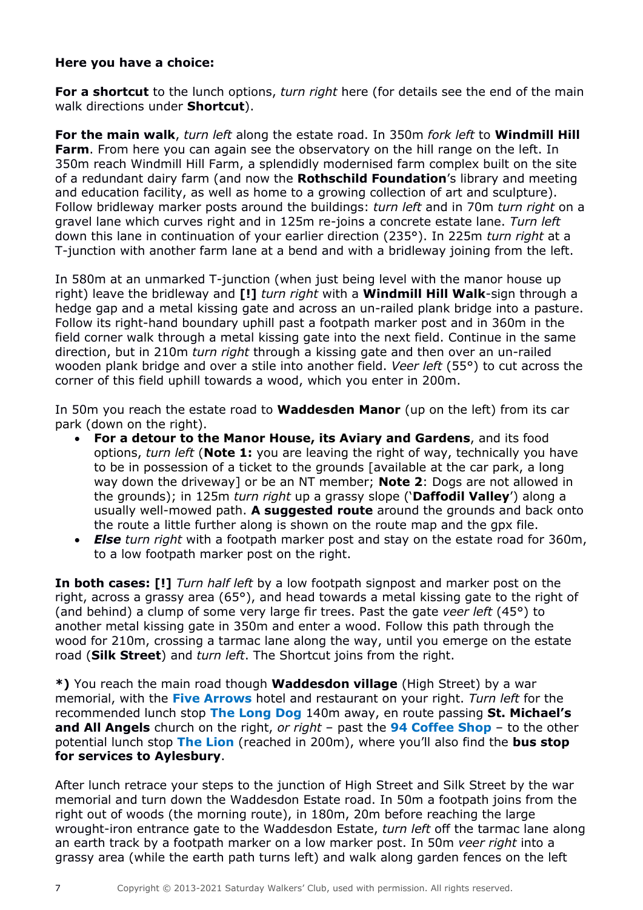**Here you have a choice:**

**For a shortcut** to the lunch options, *turn right* here (for details see the end of the main walk directions under **Shortcut**).

**For the main walk**, *turn left* along the estate road. In 350m *fork left* to **Windmill Hill Farm**. From here you can again see the observatory on the hill range on the left. In 350m reach Windmill Hill Farm, a splendidly modernised farm complex built on the site of a redundant dairy farm (and now the **Rothschild Foundation**'s library and meeting and education facility, as well as home to a growing collection of art and sculpture). Follow bridleway marker posts around the buildings: *turn left* and in 70m *turn right* on a gravel lane which curves right and in 125m re-joins a concrete estate lane. *Turn left* down this lane in continuation of your earlier direction (235°). In 225m *turn right* at a T-junction with another farm lane at a bend and with a bridleway joining from the left.

In 580m at an unmarked T-junction (when just being level with the manor house up right) leave the bridleway and **[!]** *turn right* with a **Windmill Hill Walk**-sign through a hedge gap and a metal kissing gate and across an un-railed plank bridge into a pasture. Follow its right-hand boundary uphill past a footpath marker post and in 360m in the field corner walk through a metal kissing gate into the next field. Continue in the same direction, but in 210m *turn right* through a kissing gate and then over an un-railed wooden plank bridge and over a stile into another field. *Veer left* (55°) to cut across the corner of this field uphill towards a wood, which you enter in 200m.

In 50m you reach the estate road to **Waddesden Manor** (up on the left) from its car park (down on the right).

- **For a detour to the Manor House, its Aviary and Gardens**, and its food options, *turn left* (**Note 1:** you are leaving the right of way, technically you have to be in possession of a ticket to the grounds [available at the car park, a long way down the driveway] or be an NT member; **Note 2**: Dogs are not allowed in the grounds); in 125m *turn right* up a grassy slope ('**Daffodil Valley**') along a usually well-mowed path. **A suggested route** around the grounds and back onto the route a little further along is shown on the route map and the gpx file.
- ***Else*** *turn right* with a footpath marker post and stay on the estate road for 360m, to a low footpath marker post on the right.

**In both cases: [!]** *Turn half left* by a low footpath signpost and marker post on the right, across a grassy area (65°), and head towards a metal kissing gate to the right of (and behind) a clump of some very large fir trees. Past the gate *veer left* (45°) to another metal kissing gate in 350m and enter a wood. Follow this path through the wood for 210m, crossing a tarmac lane along the way, until you emerge on the estate road (**Silk Street**) and *turn left*. The Shortcut joins from the right.

**\*)** You reach the main road though **Waddesdon village** (High Street) by a war memorial, with the **Five Arrows** hotel and restaurant on your right. *Turn left* for the recommended lunch stop **The Long Dog** 140m away, en route passing **St. Michael's and All Angels** church on the right, *or right* – past the **94 Coffee Shop** – to the other potential lunch stop **The Lion** (reached in 200m), where you'll also find the **bus stop for services to Aylesbury**.

After lunch retrace your steps to the junction of High Street and Silk Street by the war memorial and turn down the Waddesdon Estate road. In 50m a footpath joins from the right out of woods (the morning route), in 180m, 20m before reaching the large wrought-iron entrance gate to the Waddesdon Estate, *turn left* off the tarmac lane along an earth track by a footpath marker on a low marker post. In 50m *veer right* into a grassy area (while the earth path turns left) and walk along garden fences on the left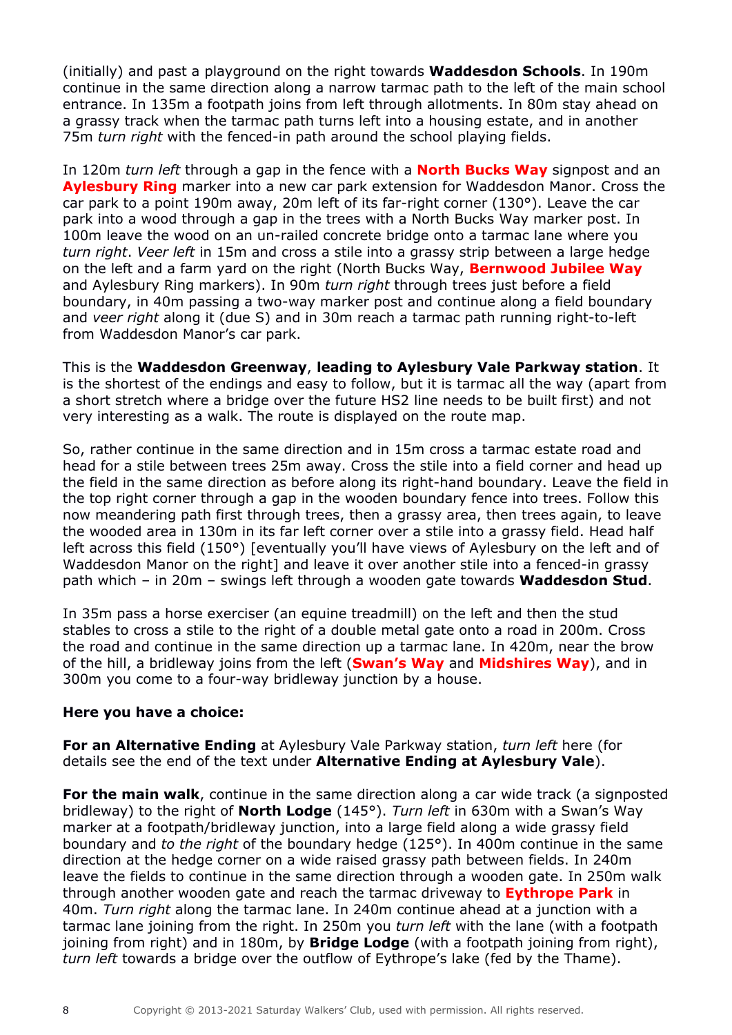(initially) and past a playground on the right towards **Waddesdon Schools**. In 190m continue in the same direction along a narrow tarmac path to the left of the main school entrance. In 135m a footpath joins from left through allotments. In 80m stay ahead on a grassy track when the tarmac path turns left into a housing estate, and in another 75m *turn right* with the fenced-in path around the school playing fields.

In 120m *turn left* through a gap in the fence with a **North Bucks Way** signpost and an **Aylesbury Ring** marker into a new car park extension for Waddesdon Manor. Cross the car park to a point 190m away, 20m left of its far-right corner (130°). Leave the car park into a wood through a gap in the trees with a North Bucks Way marker post. In 100m leave the wood on an un-railed concrete bridge onto a tarmac lane where you *turn right*. *Veer left* in 15m and cross a stile into a grassy strip between a large hedge on the left and a farm yard on the right (North Bucks Way, **Bernwood Jubilee Way** and Aylesbury Ring markers). In 90m *turn right* through trees just before a field boundary, in 40m passing a two-way marker post and continue along a field boundary and *veer right* along it (due S) and in 30m reach a tarmac path running right-to-left from Waddesdon Manor's car park.

This is the **Waddesdon Greenway**, **leading to Aylesbury Vale Parkway station**. It is the shortest of the endings and easy to follow, but it is tarmac all the way (apart from a short stretch where a bridge over the future HS2 line needs to be built first) and not very interesting as a walk. The route is displayed on the route map.

So, rather continue in the same direction and in 15m cross a tarmac estate road and head for a stile between trees 25m away. Cross the stile into a field corner and head up the field in the same direction as before along its right-hand boundary. Leave the field in the top right corner through a gap in the wooden boundary fence into trees. Follow this now meandering path first through trees, then a grassy area, then trees again, to leave the wooded area in 130m in its far left corner over a stile into a grassy field. Head half left across this field (150°) [eventually you'll have views of Aylesbury on the left and of Waddesdon Manor on the right] and leave it over another stile into a fenced-in grassy path which – in 20m – swings left through a wooden gate towards **Waddesdon Stud**.

In 35m pass a horse exerciser (an equine treadmill) on the left and then the stud stables to cross a stile to the right of a double metal gate onto a road in 200m. Cross the road and continue in the same direction up a tarmac lane. In 420m, near the brow of the hill, a bridleway joins from the left (**Swan's Way** and **Midshires Way**), and in 300m you come to a four-way bridleway junction by a house.

**Here you have a choice:**

**For an Alternative Ending** at Aylesbury Vale Parkway station, *turn left* here (for details see the end of the text under **Alternative Ending at Aylesbury Vale**).

**For the main walk**, continue in the same direction along a car wide track (a signposted bridleway) to the right of **North Lodge** (145°). *Turn left* in 630m with a Swan's Way marker at a footpath/bridleway junction, into a large field along a wide grassy field boundary and *to the right* of the boundary hedge (125°). In 400m continue in the same direction at the hedge corner on a wide raised grassy path between fields. In 240m leave the fields to continue in the same direction through a wooden gate. In 250m walk through another wooden gate and reach the tarmac driveway to **Eythrope Park** in 40m. *Turn right* along the tarmac lane. In 240m continue ahead at a junction with a tarmac lane joining from the right. In 250m you *turn left* with the lane (with a footpath joining from right) and in 180m, by **Bridge Lodge** (with a footpath joining from right), *turn left* towards a bridge over the outflow of Eythrope's lake (fed by the Thame).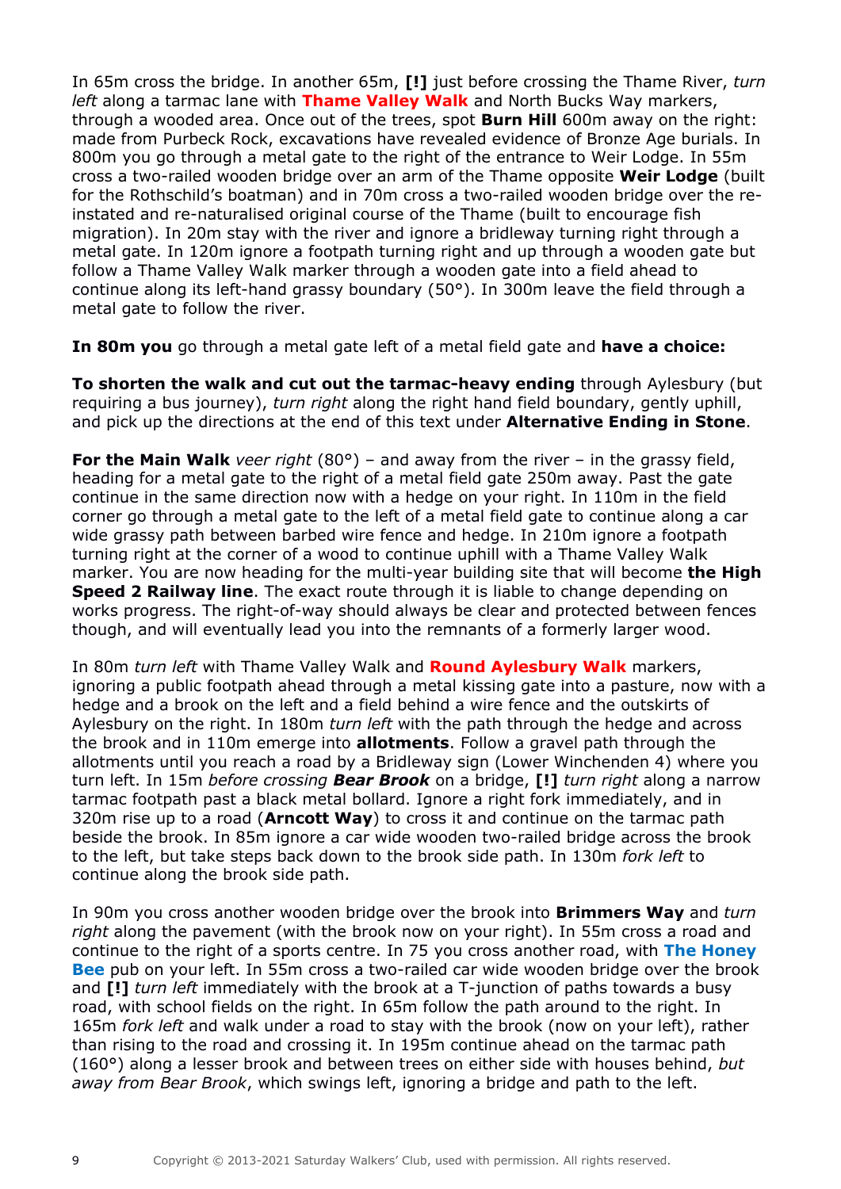In 65m cross the bridge. In another 65m, **[!]** just before crossing the Thame River, *turn left* along a tarmac lane with **Thame Valley Walk** and North Bucks Way markers, through a wooded area. Once out of the trees, spot **Burn Hill** 600m away on the right: made from Purbeck Rock, excavations have revealed evidence of Bronze Age burials. In 800m you go through a metal gate to the right of the entrance to Weir Lodge. In 55m cross a two-railed wooden bridge over an arm of the Thame opposite **Weir Lodge** (built for the Rothschild's boatman) and in 70m cross a two-railed wooden bridge over the re-instated and re-naturalised original course of the Thame (built to encourage fish migration). In 20m stay with the river and ignore a bridleway turning right through a metal gate. In 120m ignore a footpath turning right and up through a wooden gate but follow a Thame Valley Walk marker through a wooden gate into a field ahead to continue along its left-hand grassy boundary (50°). In 300m leave the field through a metal gate to follow the river.

**In 80m you** go through a metal gate left of a metal field gate and **have a choice:**

**To shorten the walk and cut out the tarmac-heavy ending** through Aylesbury (but requiring a bus journey), *turn right* along the right hand field boundary, gently uphill, and pick up the directions at the end of this text under **Alternative Ending in Stone**.

**For the Main Walk** *veer right* (80°) – and away from the river – in the grassy field, heading for a metal gate to the right of a metal field gate 250m away. Past the gate continue in the same direction now with a hedge on your right. In 110m in the field corner go through a metal gate to the left of a metal field gate to continue along a car wide grassy path between barbed wire fence and hedge. In 210m ignore a footpath turning right at the corner of a wood to continue uphill with a Thame Valley Walk marker. You are now heading for the multi-year building site that will become **the High Speed 2 Railway line**. The exact route through it is liable to change depending on works progress. The right-of-way should always be clear and protected between fences though, and will eventually lead you into the remnants of a formerly larger wood.

In 80m *turn left* with Thame Valley Walk and **Round Aylesbury Walk** markers, ignoring a public footpath ahead through a metal kissing gate into a pasture, now with a hedge and a brook on the left and a field behind a wire fence and the outskirts of Aylesbury on the right. In 180m *turn left* with the path through the hedge and across the brook and in 110m emerge into **allotments**. Follow a gravel path through the allotments until you reach a road by a Bridleway sign (Lower Winchenden 4) where you turn left. In 15m *before crossing **Bear Brook*** on a bridge, **[!]** *turn right* along a narrow tarmac footpath past a black metal bollard. Ignore a right fork immediately, and in 320m rise up to a road (**Arncott Way**) to cross it and continue on the tarmac path beside the brook. In 85m ignore a car wide wooden two-railed bridge across the brook to the left, but take steps back down to the brook side path. In 130m *fork left* to continue along the brook side path.

In 90m you cross another wooden bridge over the brook into **Brimmers Way** and *turn right* along the pavement (with the brook now on your right). In 55m cross a road and continue to the right of a sports centre. In 75 you cross another road, with **The Honey Bee** pub on your left. In 55m cross a two-railed car wide wooden bridge over the brook and **[!]** *turn left* immediately with the brook at a T-junction of paths towards a busy road, with school fields on the right. In 65m follow the path around to the right. In 165m *fork left* and walk under a road to stay with the brook (now on your left), rather than rising to the road and crossing it. In 195m continue ahead on the tarmac path (160°) along a lesser brook and between trees on either side with houses behind, *but away from Bear Brook*, which swings left, ignoring a bridge and path to the left.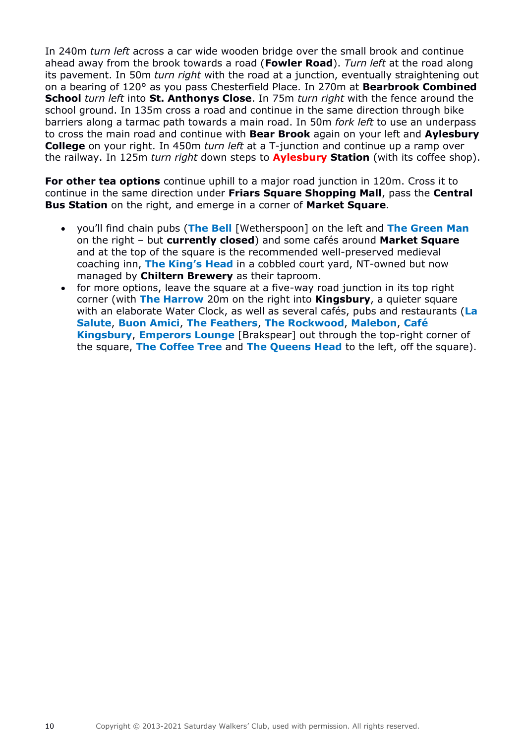In 240m *turn left* across a car wide wooden bridge over the small brook and continue ahead away from the brook towards a road (**Fowler Road**). *Turn left* at the road along its pavement. In 50m *turn right* with the road at a junction, eventually straightening out on a bearing of 120° as you pass Chesterfield Place. In 270m at **Bearbrook Combined School** *turn left* into **St. Anthonys Close**. In 75m *turn right* with the fence around the school ground. In 135m cross a road and continue in the same direction through bike barriers along a tarmac path towards a main road. In 50m *fork left* to use an underpass to cross the main road and continue with **Bear Brook** again on your left and **Aylesbury College** on your right. In 450m *turn left* at a T-junction and continue up a ramp over the railway. In 125m *turn right* down steps to **Aylesbury Station** (with its coffee shop).

**For other tea options** continue uphill to a major road junction in 120m. Cross it to continue in the same direction under **Friars Square Shopping Mall**, pass the **Central Bus Station** on the right, and emerge in a corner of **Market Square**.

- you'll find chain pubs (**The Bell** [Wetherspoon] on the left and **The Green Man** on the right – but **currently closed**) and some cafés around **Market Square** and at the top of the square is the recommended well-preserved medieval coaching inn, **The King's Head** in a cobbled court yard, NT-owned but now managed by **Chiltern Brewery** as their taproom.
- for more options, leave the square at a five-way road junction in its top right corner (with **The Harrow** 20m on the right into **Kingsbury**, a quieter square with an elaborate Water Clock, as well as several cafés, pubs and restaurants (**La Salute**, **Buon Amici**, **The Feathers**, **The Rockwood**, **Malebon**, **Café Kingsbury**, **Emperors Lounge** [Brakspear] out through the top-right corner of the square, **The Coffee Tree** and **The Queens Head** to the left, off the square).

Copyright © 2013-2021 Saturday Walkers' Club, used with permission. All rights reserved.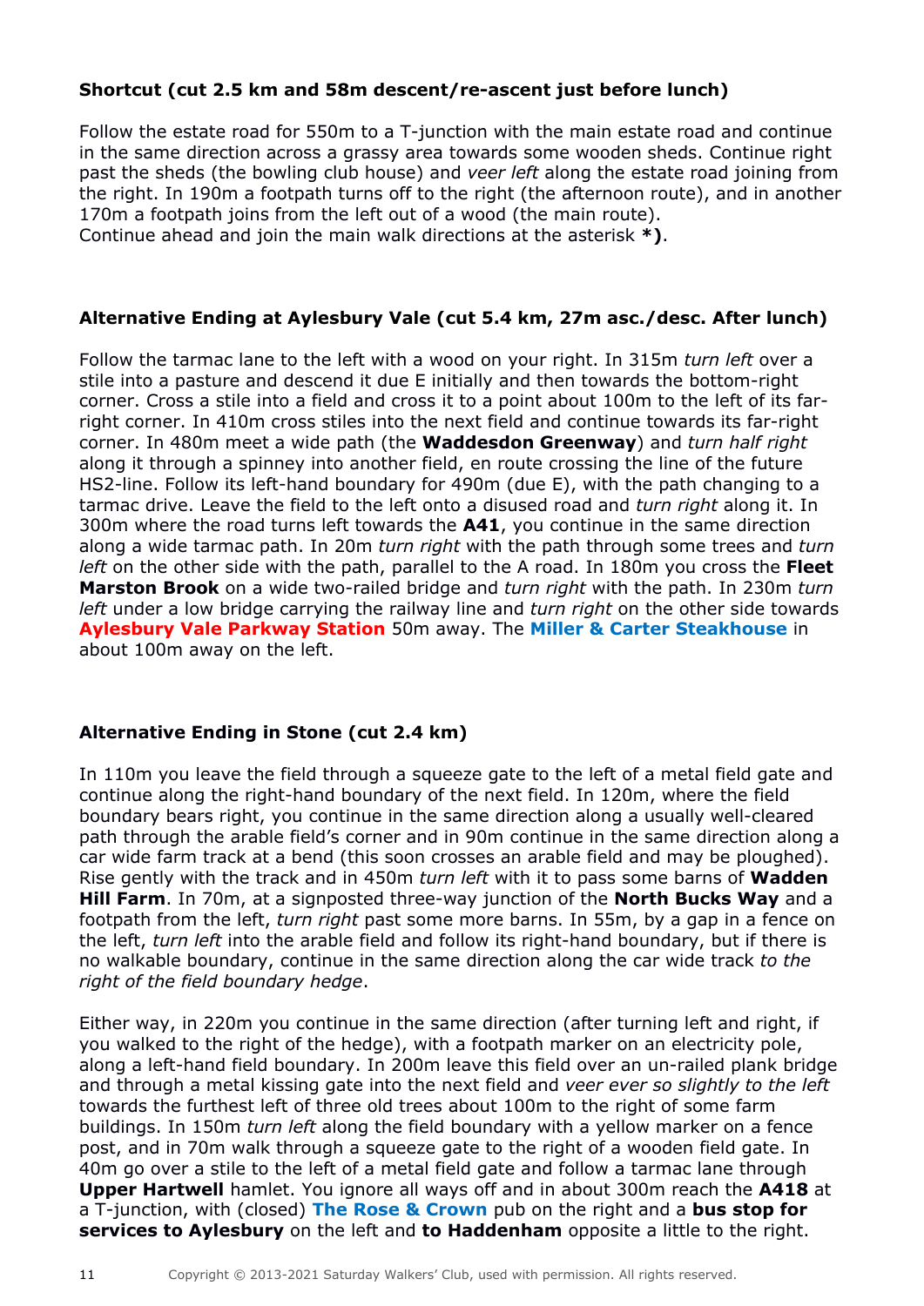**Shortcut (cut 2.5 km and 58m descent/re-ascent just before lunch)**

Follow the estate road for 550m to a T-junction with the main estate road and continue in the same direction across a grassy area towards some wooden sheds. Continue right past the sheds (the bowling club house) and *veer left* along the estate road joining from the right. In 190m a footpath turns off to the right (the afternoon route), and in another 170m a footpath joins from the left out of a wood (the main route).
Continue ahead and join the main walk directions at the asterisk ***)**.

**Alternative Ending at Aylesbury Vale (cut 5.4 km, 27m asc./desc. After lunch)**

Follow the tarmac lane to the left with a wood on your right. In 315m *turn left* over a stile into a pasture and descend it due E initially and then towards the bottom-right corner. Cross a stile into a field and cross it to a point about 100m to the left of its far-right corner. In 410m cross stiles into the next field and continue towards its far-right corner. In 480m meet a wide path (the **Waddesdon Greenway**) and *turn half right* along it through a spinney into another field, en route crossing the line of the future HS2-line. Follow its left-hand boundary for 490m (due E), with the path changing to a tarmac drive. Leave the field to the left onto a disused road and *turn right* along it. In 300m where the road turns left towards the **A41**, you continue in the same direction along a wide tarmac path. In 20m *turn right* with the path through some trees and *turn left* on the other side with the path, parallel to the A road. In 180m you cross the **Fleet Marston Brook** on a wide two-railed bridge and *turn right* with the path. In 230m *turn left* under a low bridge carrying the railway line and *turn right* on the other side towards **Aylesbury Vale Parkway Station** 50m away. The **Miller & Carter Steakhouse** in about 100m away on the left.

**Alternative Ending in Stone (cut 2.4 km)**

In 110m you leave the field through a squeeze gate to the left of a metal field gate and continue along the right-hand boundary of the next field. In 120m, where the field boundary bears right, you continue in the same direction along a usually well-cleared path through the arable field's corner and in 90m continue in the same direction along a car wide farm track at a bend (this soon crosses an arable field and may be ploughed). Rise gently with the track and in 450m *turn left* with it to pass some barns of **Wadden Hill Farm**. In 70m, at a signposted three-way junction of the **North Bucks Way** and a footpath from the left, *turn right* past some more barns. In 55m, by a gap in a fence on the left, *turn left* into the arable field and follow its right-hand boundary, but if there is no walkable boundary, continue in the same direction along the car wide track *to the right of the field boundary hedge*.

Either way, in 220m you continue in the same direction (after turning left and right, if you walked to the right of the hedge), with a footpath marker on an electricity pole, along a left-hand field boundary. In 200m leave this field over an un-railed plank bridge and through a metal kissing gate into the next field and *veer ever so slightly to the left* towards the furthest left of three old trees about 100m to the right of some farm buildings. In 150m *turn left* along the field boundary with a yellow marker on a fence post, and in 70m walk through a squeeze gate to the right of a wooden field gate. In 40m go over a stile to the left of a metal field gate and follow a tarmac lane through **Upper Hartwell** hamlet. You ignore all ways off and in about 300m reach the **A418** at a T-junction, with (closed) **The Rose & Crown** pub on the right and a **bus stop for services to Aylesbury** on the left and **to Haddenham** opposite a little to the right.